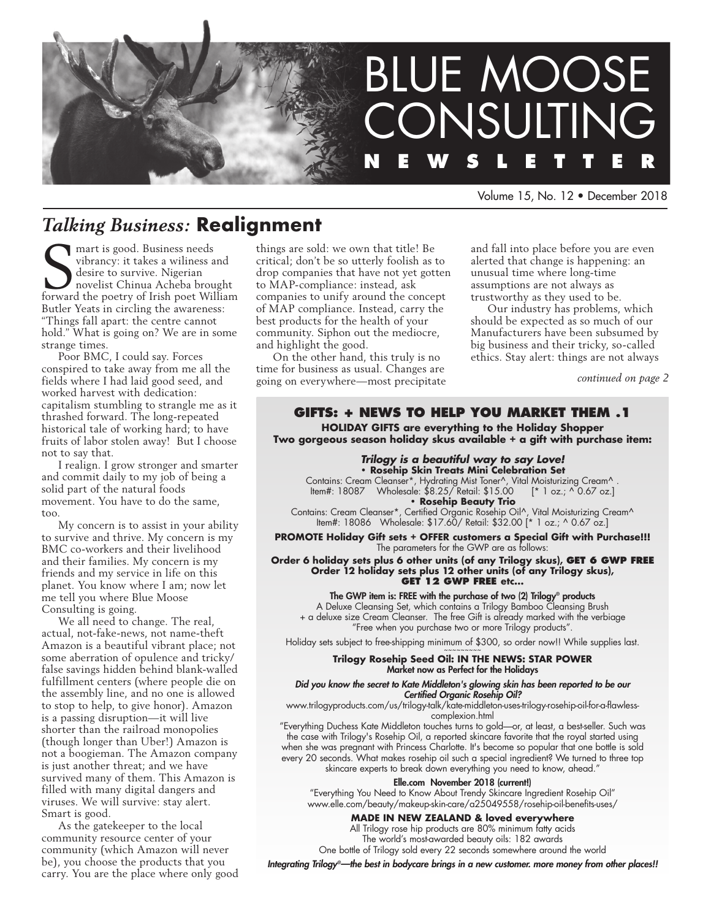# BLUE MOOSE CONSULTING NEWSLETTER

Volume 15, No. 12 • December 2018

## *Talking Business:* Realignment

Smart is good. Business needs vibrancy: it takes a wiliness and desire to survive. Nigerian novelist Chinua Acheba brought forward the poetry of Irish poet William Butler Yeats in circling the awareness: "Things fall apart: the centre cannot hold." What is going on? We are in some strange times.

Poor BMC, I could say. Forces conspired to take away from me all the fields where I had laid good seed, and worked harvest with dedication: capitalism stumbling to strangle me as it thrashed forward. The long-repeated historical tale of working hard; to have fruits of labor stolen away! But I choose not to say that.

I realign. I grow stronger and smarter and commit daily to my job of being a solid part of the natural foods movement. You have to do the same, too.

My concern is to assist in your ability to survive and thrive. My concern is my BMC co-workers and their livelihood and their families. My concern is my friends and my service in life on this planet. You know where I am; now let me tell you where Blue Moose Consulting is going.

We all need to change. The real, actual, not-fake-news, not name-theft Amazon is a beautiful vibrant place; not some aberration of opulence and tricky/false savings hidden behind blank-walled fulfillment centers (where people die on the assembly line, and no one is allowed to stop to help, to give honor). Amazon is a passing disruption—it will live shorter than the railroad monopolies (though longer than Uber!) Amazon is not a boogieman. The Amazon company is just another threat; and we have survived many of them. This Amazon is filled with many digital dangers and viruses. We will survive: stay alert. Smart is good.

As the gatekeeper to the local community resource center of your community (which Amazon will never be), you choose the products that you carry. You are the place where only good things are sold: we own that title! Be critical; don't be so utterly foolish as to drop companies that have not yet gotten to MAP-compliance: instead, ask companies to unify around the concept of MAP compliance. Instead, carry the best products for the health of your community. Siphon out the mediocre, and highlight the good.

On the other hand, this truly is no time for business as usual. Changes are going on everywhere—most precipitate and fall into place before you are even alerted that change is happening: an unusual time where long-time assumptions are not always as trustworthy as they used to be.

Our industry has problems, which should be expected as so much of our Manufacturers have been subsumed by big business and their tricky, so-called ethics. Stay alert: things are not always

*continued on page 2*

### GIFTS: + NEWS TO HELP YOU MARKET THEM .1

**HOLIDAY GIFTS are everything to the Holiday Shopper**
**Two gorgeous season holiday skus available + a gift with purchase item:**

***Trilogy is a beautiful way to say Love!***

**• Rosehip Skin Treats Mini Celebration Set**
Contains: Cream Cleanser*, Hydrating Mist Toner^, Vital Moisturizing Cream^ .
Item#: 18087 Wholesale: $8.25/ Retail: $15.00 [* 1 oz.; ^ 0.67 oz.]

**• Rosehip Beauty Trio**
Contains: Cream Cleanser*, Certified Organic Rosehip Oil^, Vital Moisturizing Cream^
Item#: 18086 Wholesale: $17.60/ Retail: $32.00 [* 1 oz.; ^ 0.67 oz.]

**PROMOTE Holiday Gift sets + OFFER customers a Special Gift with Purchase!!!**
The parameters for the GWP are as follows:

**Order 6 holiday sets plus 6 other units (of any Trilogy skus), GET 6 GWP FREE**
**Order 12 holiday sets plus 12 other units (of any Trilogy skus), GET 12 GWP FREE etc...**

**The GWP item is: FREE with the purchase of two (2) Trilogy® products**
A Deluxe Cleansing Set, which contains a Trilogy Bamboo Cleansing Brush + a deluxe size Cream Cleanser. The free Gift is already marked with the verbiage "Free when you purchase two or more Trilogy products".

Holiday sets subject to free-shipping minimum of $300, so order now!! While supplies last.

~~~~~~~~~

**Trilogy Rosehip Seed Oil: IN THE NEWS: STAR POWER**
**Market now as Perfect for the Holidays**

***Did you know the secret to Kate Middleton's glowing skin has been reported to be our Certified Organic Rosehip Oil?***

www.trilogyproducts.com/us/trilogy-talk/kate-middleton-uses-trilogy-rosehip-oil-for-a-flawless-complexion.html

"Everything Duchess Kate Middleton touches turns to gold—or, at least, a best-seller. Such was the case with Trilogy's Rosehip Oil, a reported skincare favorite that the royal started using when she was pregnant with Princess Charlotte. It's become so popular that one bottle is sold every 20 seconds. What makes rosehip oil such a special ingredient? We turned to three top skincare experts to break down everything you need to know, ahead."

**Elle.com November 2018 (current!)**
"Everything You Need to Know About Trendy Skincare Ingredient Rosehip Oil"
www.elle.com/beauty/makeup-skin-care/a25049558/rosehip-oil-benefits-uses/

**MADE IN NEW ZEALAND & loved everywhere**
All Trilogy rose hip products are 80% minimum fatty acids
The world's most-awarded beauty oils: 182 awards
One bottle of Trilogy sold every 22 seconds somewhere around the world

***Integrating Trilogy®—the best in bodycare brings in a new customer. more money from other places!!***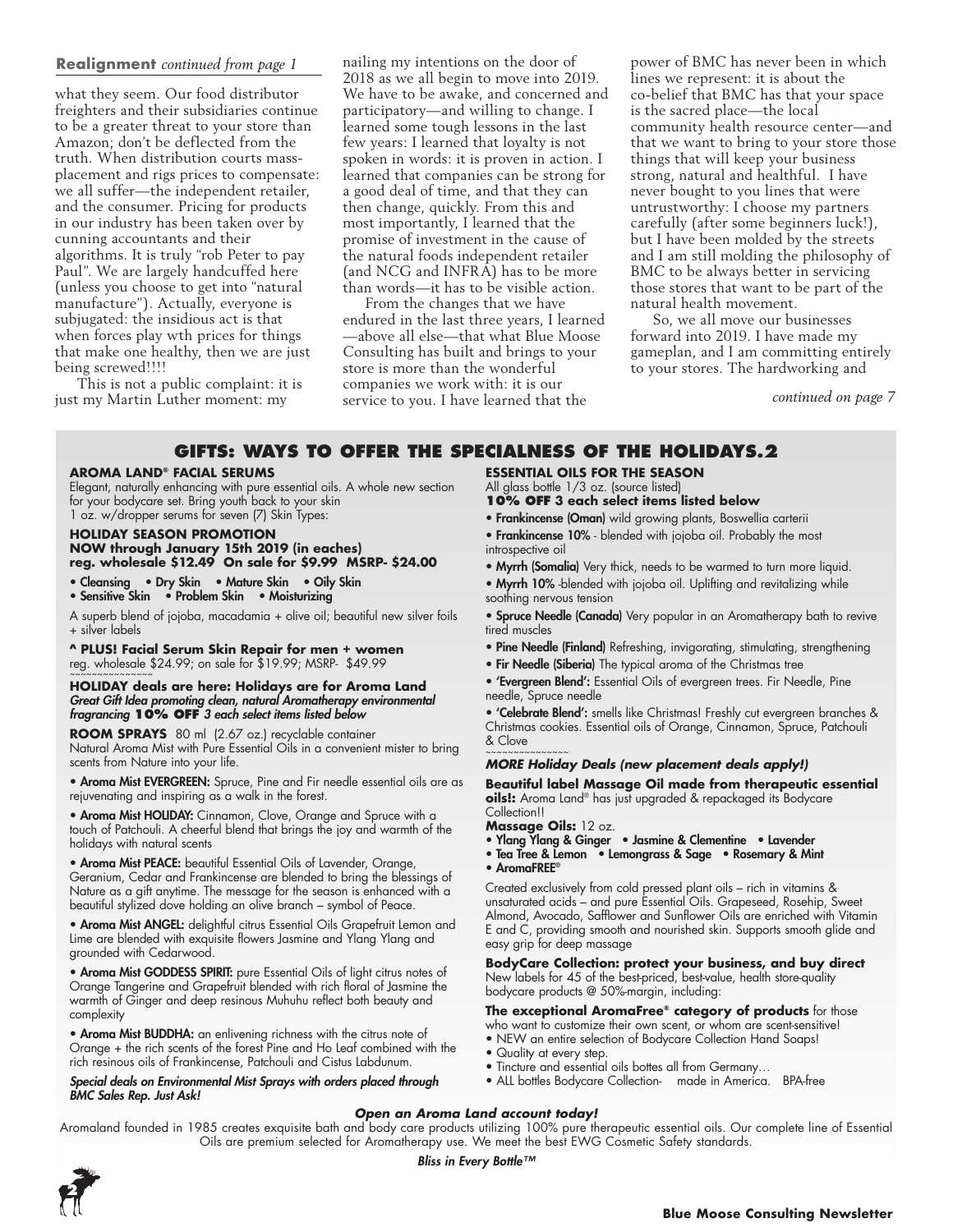**Realignment** *continued from page 1*

what they seem. Our food distributor freighters and their subsidiaries continue to be a greater threat to your store than Amazon; don't be deflected from the truth. When distribution courts mass-placement and rigs prices to compensate: we all suffer—the independent retailer, and the consumer. Pricing for products in our industry has been taken over by cunning accountants and their algorithms. It is truly "rob Peter to pay Paul". We are largely handcuffed here (unless you choose to get into "natural manufacture"). Actually, everyone is subjugated: the insidious act is that when forces play wth prices for things that make one healthy, then we are just being screwed!!!!

This is not a public complaint: it is just my Martin Luther moment: my nailing my intentions on the door of 2018 as we all begin to move into 2019. We have to be awake, and concerned and participatory—and willing to change. I learned some tough lessons in the last few years: I learned that loyalty is not spoken in words: it is proven in action. I learned that companies can be strong for a good deal of time, and that they can then change, quickly. From this and most importantly, I learned that the promise of investment in the cause of the natural foods independent retailer (and NCG and INFRA) has to be more than words—it has to be visible action.

From the changes that we have endured in the last three years, I learned—above all else—that what Blue Moose Consulting has built and brings to your store is more than the wonderful companies we work with: it is our service to you. I have learned that the power of BMC has never been in which lines we represent: it is about the co-belief that BMC has that your space is the sacred place—the local community health resource center—and that we want to bring to your store those things that will keep your business strong, natural and healthful. I have never bought to you lines that were untrustworthy: I choose my partners carefully (after some beginners luck!), but I have been molded by the streets and I am still molding the philosophy of BMC to be always better in servicing those stores that want to be part of the natural health movement.

So, we all move our businesses forward into 2019. I have made my gameplan, and I am committing entirely to your stores. The hardworking and

*continued on page 7*

## GIFTS: WAYS TO OFFER THE SPECIALNESS OF THE HOLIDAYS.2

**AROMA LAND® FACIAL SERUMS**
Elegant, naturally enhancing with pure essential oils. A whole new section for your bodycare set. Bring youth back to your skin
1 oz. w/dropper serums for seven (7) Skin Types:

**HOLIDAY SEASON PROMOTION**
**NOW through January 15th 2019 (in eaches)**
**reg. wholesale $12.49 On sale for $9.99 MSRP- $24.00**

- Cleansing • Dry Skin • Mature Skin • Oily Skin
- Sensitive Skin • Problem Skin • Moisturizing

A superb blend of jojoba, macadamia + olive oil; beautiful new silver foils + silver labels

**^ PLUS! Facial Serum Skin Repair for men + women**
reg. wholesale $24.99; on sale for $19.99; MSRP- $49.99
~~~~~~~~~~~~~~~

**HOLIDAY deals are here: Holidays are for Aroma Land**
***Great Gift Idea promoting clean, natural Aromatherapy environmental fragrancing*** ***10% OFF** 3 each select items listed below*

**ROOM SPRAYS** 80 ml (2.67 oz.) recyclable container
Natural Aroma Mist with Pure Essential Oils in a convenient mister to bring scents from Nature into your life.

- **Aroma Mist EVERGREEN:** Spruce, Pine and Fir needle essential oils are as rejuvenating and inspiring as a walk in the forest.
- **Aroma Mist HOLIDAY:** Cinnamon, Clove, Orange and Spruce with a touch of Patchouli. A cheerful blend that brings the joy and warmth of the holidays with natural scents
- **Aroma Mist PEACE:** beautiful Essential Oils of Lavender, Orange, Geranium, Cedar and Frankincense are blended to bring the blessings of Nature as a gift anytime. The message for the season is enhanced with a beautiful stylized dove holding an olive branch – symbol of Peace.
- **Aroma Mist ANGEL:** delightful citrus Essential Oils Grapefruit Lemon and Lime are blended with exquisite flowers Jasmine and Ylang Ylang and grounded with Cedarwood.
- **Aroma Mist GODDESS SPIRIT:** pure Essential Oils of light citrus notes of Orange Tangerine and Grapefruit blended with rich floral of Jasmine the warmth of Ginger and deep resinous Muhuhu reflect both beauty and complexity
- **Aroma Mist BUDDHA:** an enlivening richness with the citrus note of Orange + the rich scents of the forest Pine and Ho Leaf combined with the rich resinous oils of Frankincense, Patchouli and Cistus Labdunum.

***Special deals on Environmental Mist Sprays with orders placed through BMC Sales Rep. Just Ask!***

**ESSENTIAL OILS FOR THE SEASON**
All glass bottle 1/3 oz. (source listed)
**10% OFF 3 each select items listed below**

- **Frankincense (Oman)** wild growing plants, Boswellia carterii
- **Frankincense 10%** - blended with jojoba oil. Probably the most introspective oil
- **Myrrh (Somalia)** Very thick, needs to be warmed to turn more liquid.
- **Myrrh 10%** -blended with jojoba oil. Uplifting and revitalizing while soothing nervous tension
- **Spruce Needle (Canada)** Very popular in an Aromatherapy bath to revive tired muscles
- **Pine Needle (Finland)** Refreshing, invigorating, stimulating, strengthening
- **Fir Needle (Siberia)** The typical aroma of the Christmas tree
- **'Evergreen Blend':** Essential Oils of evergreen trees. Fir Needle, Pine needle, Spruce needle
- **'Celebrate Blend':** smells like Christmas! Freshly cut evergreen branches & Christmas cookies. Essential oils of Orange, Cinnamon, Spruce, Patchouli & Clove

~~~~~~~~~~~~~~~

***MORE Holiday Deals (new placement deals apply!)***

**Beautiful label Massage Oil made from therapeutic essential oils!:** Aroma Land® has just upgraded & repackaged its Bodycare Collection!!

**Massage Oils:** 12 oz.

- Ylang Ylang & Ginger • Jasmine & Clementine • Lavender
- Tea Tree & Lemon • Lemongrass & Sage • Rosemary & Mint
- AromaFREE®

Created exclusively from cold pressed plant oils – rich in vitamins & unsaturated acids – and pure Essential Oils. Grapeseed, Rosehip, Sweet Almond, Avocado, Safflower and Sunflower Oils are enriched with Vitamin E and C, providing smooth and nourished skin. Supports smooth glide and easy grip for deep massage

**BodyCare Collection: protect your business, and buy direct**
New labels for 45 of the best-priced, best-value, health store-quality bodycare products @ 50%-margin, including:

**The exceptional AromaFree® category of products** for those who want to customize their own scent, or whom are scent-sensitive!

- NEW an entire selection of Bodycare Collection Hand Soaps!
- Quality at every step.
- Tincture and essential oils bottes all from Germany…
- ALL bottles Bodycare Collection- made in America. BPA-free

***Open an Aroma Land account today!***

Aromaland founded in 1985 creates exquisite bath and body care products utilizing 100% pure therapeutic essential oils. Our complete line of Essential Oils are premium selected for Aromatherapy use. We meet the best EWG Cosmetic Safety standards.

*Bliss in Every Bottle™*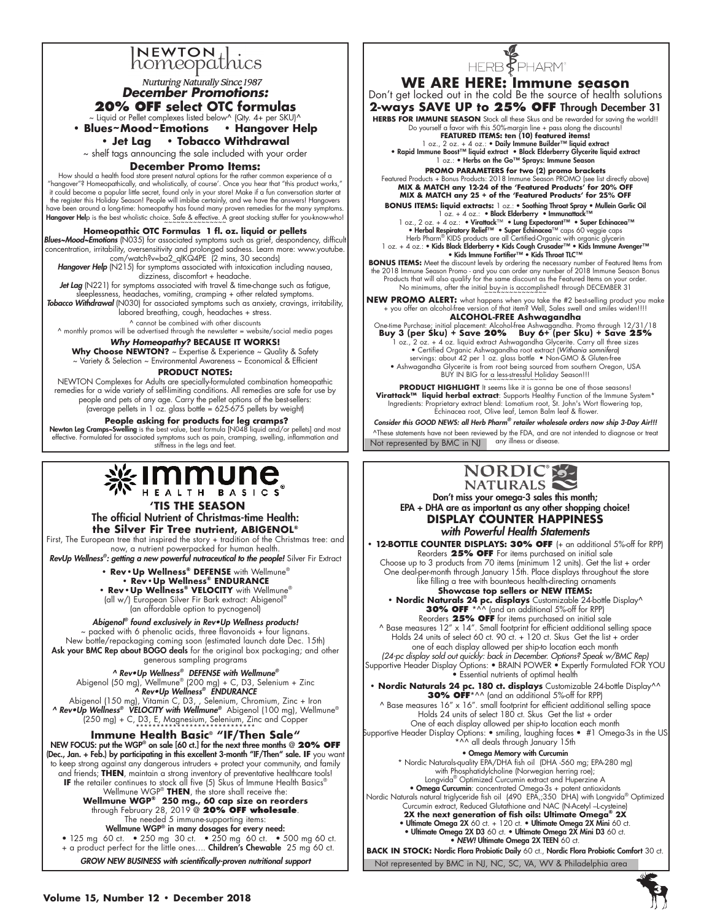# NEWTON homeopathics

*Nurturing Naturally Since 1987*

## *December Promotions:*

## 20% OFF select OTC formulas

~ Liquid or Pellet complexes listed below^ (Qty. 4+ per SKU)^

**• Blues~Mood~Emotions • Hangover Help**

**• Jet Lag • Tobacco Withdrawal**

~ shelf tags announcing the sale included with your order

### December Promo Items:

How should a health food store present natural options for the rather common experience of a "hangover"? Homeopathically, and wholistically, of course'. Once you hear that "this product works," it could become a popular little secret, found only in your store! Make if a fun conversation starter at the register this Holiday Season! People will imbibe certainly, and we have the answers! Hangovers have been around a long-time: homeopathy has found many proven remedies for the many symptoms. **Hangover Help** is the best wholistic choice. Safe & effective. A great stocking stuffer for you-know-who!

**Homeopathic OTC Formulas 1 fl. oz. liquid or pellets**

***Blues~Mood~Emotions*** (N035) for associated symptoms such as grief, despondency, difficult concentration, irritability, oversensitivity and prolonged sadness. Learn more: www.youtube.com/watch?v=ba2_qlKQ4PE (2 mins, 30 seconds)

***Hangover Help*** (N215) for symptoms associated with intoxication including nausea, dizziness, discomfort + headache.

***Jet Lag*** (N221) for symptoms associated with travel & time-change such as fatigue, sleeplessness, headaches, vomiting, cramping + other related symptoms.

***Tobacco Withdrawal*** (N030) for associated symptoms such as anxiety, cravings, irritability, labored breathing, cough, headaches + stress.

^ cannot be combined with other discounts

^ monthly promos will be advertised through the newsletter = website/social media pages

***Why Homeopathy?* BECAUSE IT WORKS!**

**Why Choose NEWTON?** ~ Expertise & Experience ~ Quality & Safety ~ Variety & Selection ~ Environmental Awareness ~ Economical & Efficient

**PRODUCT NOTES:**

NEWTON Complexes for Adults are specially-formulated combination homeopathic remedies for a wide variety of self-limiting conditions. All remedies are safe for use by people and pets of any age. Carry the pellet options of the best-sellers: (average pellets in 1 oz. glass bottle = 625-675 pellets by weight)

**People asking for products for leg cramps?**

**Newton Leg Cramps~Swelling** is the best value, best formula [N048 liquid and/or pellets] and most effective. Formulated for associated symptoms such as pain, cramping, swelling, inflammation and stiffness in the legs and feet.

---

# HERB PHARM

## WE ARE HERE: Immune season

Don't get locked out in the cold Be the source of health solutions

**2-way SAVE UP to 25% OFF** Through December 31

**HERBS FOR IMMUNE SEASON** Stock all these Skus and be rewarded for saving the world!! Do yourself a favor with this 50%-margin line + pass along the discounts!

**FEATURED ITEMS: ten (10) featured items!**

1 oz., 2 oz. + 4 oz.: **• Daily Immune Builder™ liquid extract**
**• Rapid Immune Boost™ liquid extract • Black Elderberry Glycerite liquid extract**
1 oz.: **• Herbs on the Go™ Sprays: Immune Season**

**PROMO PARAMETERS for two (2) promo brackets**

Featured Products + Bonus Products: 2018 Immune Season PROMO (see list directly above)
**MIX & MATCH any 12-24 of the 'Featured Products' for 20% OFF**
**MIX & MATCH any 25 + of the 'Featured Products' for 25% OFF**

**BONUS ITEMS: liquid extracts:** 1 oz.: **• Soothing Throat Spray • Mullein Garlic Oil**
1 oz. + 4 oz.: **• Black Elderberry • Immunattack™**
1 oz., 2 oz. + 4 oz.: **• Virattack™ • Lung Expectorant™ • Super Echinacea™**
**• Herbal Respiratory Relief™ • Super Echinacea™** caps 60 veggie caps
Herb Pharm® KIDS products are all Certified-Organic with organic glycerin
1 oz. + 4 oz.: **• Kids Black Elderberry • Kids Cough Crusader™ • Kids Immune Avenger™ • Kids Immune Fortifier™ • Kids Throat TLC™**

**BONUS ITEMS:** Meet the discount levels by ordering the necessary number of Featured Items from the 2018 Immune Season Promo - and you can order any number of 2018 Immune Season Bonus Products that will also qualify for the same discount as the Featured Items on your order. No minimums, after the initial buy-in is accomplished! through DECEMBER 31

**NEW PROMO ALERT:** what happens when you take the #2 best-selling product you make + you offer an alcohol-free version of that item? Well, Sales swell and smiles widen!!!!

**ALCOHOL-FREE Ashwagandha**

One-time Purchase; initial placement: Alcohol-free Ashwagandha. Promo through 12/31/18

**Buy 3 (per Sku) + Save 20% Buy 6+ (per Sku) + Save 25%**

1 oz., 2 oz. + 4 oz. liquid extract Ashwagandha Glycerite. Carry all three sizes
• Certified Organic Ashwagandha root extract (*Withania somnifera*)
servings: about 42 per 1 oz. glass bottle • Non-GMO & Gluten-free
• Ashwagandha Glycerite is from root being sourced from southern Oregon, USA
BUY IN BIG for a less-stressful Holiday Season!!!

**PRODUCT HIGHLIGHT** It seems like it is gonna be one of those seasons!
**Virattack™ liquid herbal extract**: Supports Healthy Function of the Immune System* Ingredients: Proprietary extract blend: Lomatium root, St. John's Wort flowering top, Echinacea root, Olive leaf, Lemon Balm leaf & flower.

*Consider this GOOD NEWS: all Herb Pharm® retailer wholesale orders now ship 3-Day Air!!!*

^These statements have not been reviewed by the FDA, and are not intended to diagnose or treat any illness or disease.

Not represented by BMC in NJ

---

# Immune HEALTH BASICS®

## 'TIS THE SEASON

**The official Nutrient of Christmas-time Health: the Silver Fir Tree nutrient, ABIGENOL®**

First, The European tree that inspired the story + tradition of the Christmas tree: and now, a nutrient powerpacked for human health.

***RevUp Wellness®: getting a new powerful nutraceutical to the people!*** Silver Fir Extract

**• Rev•Up Wellness® DEFENSE** with Wellmune®
**• Rev•Up Wellness® ENDURANCE**
**• Rev•Up Wellness® VELOCITY** with Wellmune®
(all w/) European Silver Fir Bark extract: Abigenol®
(an affordable option to pycnogenol)

***Abigenol® found exclusively in Rev•Up Wellness products!***

~ packed with 6 phenolic acids, three flavonoids + four lignans.
New bottle/repackaging coming soon (estimated launch date Dec. 15th)
**Ask your BMC Rep about BOGO deals** for the original box packaging; and other generous sampling programs

***^ Rev•Up Wellness® DEFENSE with Wellmune®***
Abigenol (50 mg), Wellmune® (200 mg) + C, D3, Selenium + Zinc
***^ Rev•Up Wellness® ENDURANCE***
Abigenol (150 mg), Vitamin C, D3, , Selenium, Chromium, Zinc + Iron
***^ Rev•Up Wellness® VELOCITY with Wellmune®*** Abigenol (100 mg), Wellmune® (250 mg) + C, D3, E, Magnesium, Selenium, Zinc and Copper

### Immune Health Basic® "IF/Then Sale"

**NEW FOCUS: put the WGP® on sale [60 ct.] for the next three months @ 20% OFF (Dec., Jan. + Feb.) by participating in this excellent 3-month "IF/Then" sale. IF** you want to keep strong against any dangerous intruders + protect your community, and family and friends; **THEN**, maintain a strong inventory of preventative healthcare tools! **IF** the retailer continues to stock all five (5) Skus of Immune Health Basics® Wellmune WGP® **THEN**, the store shall receive the:

**Wellmune WGP® 250 mg., 60 cap size on reorders** through February 28, 2019 @ **20% OFF wholesale**.

The needed 5 immune-supporting items:

**Wellmune WGP® in many dosages for every need:**

• 125 mg 60 ct. • 250 mg 30 ct. • 250 mg 60 ct. • 500 mg 60 ct.
+ a product perfect for the little ones.... **Children's Chewable** 25 mg 60 ct.

***GROW NEW BUSINESS with scientifically-proven nutritional support***

---

# NORDIC NATURALS

**Don't miss your omega-3 sales this month; EPA + DHA are as important as any other shopping choice!**

## DISPLAY COUNTER HAPPINESS

*with Powerful Health Statements*

**• 12-BOTTLE COUNTER DISPLAYS: 30% OFF** (+ an additional 5%-off for RPP)
Reorders **25% OFF** For items purchased on initial sale
Choose up to 3 products from 70 items (minimum 12 units). Get the list + order
One deal-per-month through January 15th. Place displays throughout the store like filling a tree with bounteous health-directing ornaments

**Showcase top sellers or NEW ITEMS:**

**• Nordic Naturals 24 pc. displays** Customizable 24-bottle Display^
**30% OFF** *^^ (and an additional 5%-off for RPP)
Reorders **25% OFF** for items purchased on initial sale
^ Base measures 12" x 14". Small footprint for efficient additional selling space
Holds 24 units of select 60 ct. 90 ct. + 120 ct. Skus Get the list + order
one of each display allowed per ship-to location each month
*(24-pc display sold out quickly: back in December. Options? Speak w/BMC Rep)*
Supportive Header Display Options: • BRAIN POWER • Expertly Formulated FOR YOU • Essential nutrients of optimal health

**• Nordic Naturals 24 pc. 180 ct. displays** Customizable 24-bottle Display^^
**30% OFF***^^ (and an additional 5%-off for RPP)
^ Base measures 16" x 16". small footprint for efficient additional selling space
Holds 24 units of select 180 ct. Skus Get the list + order
One of each display allowed per ship-to location each month
Supportive Header Display Options: • smiling, laughing faces • #1 Omega-3s in the US
*^^ all deals through January 15th

**• Omega Memory with Curcumin**
* Nordic Naturals-quality EPA/DHA fish oil (DHA -560 mg; EPA-280 mg) with Phosphatidylcholine (Norwegian herring roe); Longvida® Optimized Curcumin extract and Huperzine A

**• Omega Curcumin**: concentrated Omega-3s + potent antioxidants
Nordic Naturals natural triglyceride fish oil (490 EPA,;350 DHA) with Longvida® Optimized Curcumin extract, Reduced Glutathione and NAC (N-Acetyl –L-cysteine)

**2X the next generation of fish oils: Ultimate Omega® 2X**
**• Ultimate Omega 2X** 60 ct. + 120 ct. **• Ultimate Omega 2X Mini** 60 ct.
**• Ultimate Omega 2X D3** 60 ct. **• Ultimate Omega 2X Mini D3** 60 ct.
**• *NEW!* Ultimate Omega 2X TEEN** 60 ct.

**BACK IN STOCK: Nordic Flora Probiotic Daily** 60 ct., **Nordic Flora Probiotic Comfort** 30 ct.

Not represented by BMC in NJ, NC, SC, VA, WV & Philadelphia area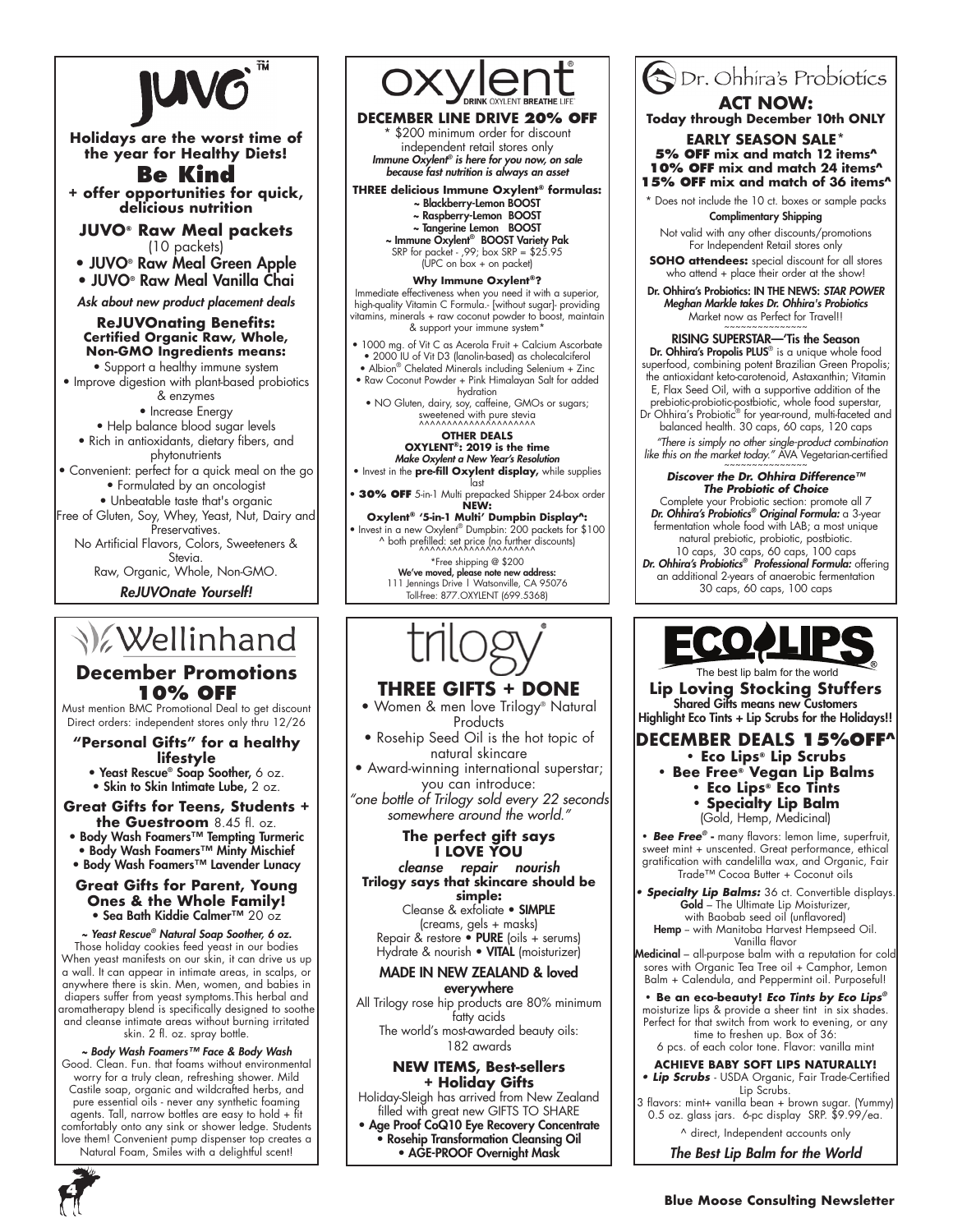# JUVO™

**Holidays are the worst time of the year for Healthy Diets!**

## Be Kind

**+ offer opportunities for quick, delicious nutrition**

### JUVO® Raw Meal packets

(10 packets)

- JUVO® Raw Meal Green Apple
- JUVO® Raw Meal Vanilla Chai

*Ask about new product placement deals*

**ReJUVOnating Benefits: Certified Organic Raw, Whole, Non-GMO Ingredients means:**

- Support a healthy immune system
- Improve digestion with plant-based probiotics & enzymes
- Increase Energy
- Help balance blood sugar levels
- Rich in antioxidants, dietary fibers, and phytonutrients
- Convenient: perfect for a quick meal on the go
- Formulated by an oncologist
- Unbeatable taste that's organic

Free of Gluten, Soy, Whey, Yeast, Nut, Dairy and Preservatives.

No Artificial Flavors, Colors, Sweeteners & Stevia.

Raw, Organic, Whole, Non-GMO.

*ReJUVOnate Yourself!*

# oxylent

DRINK OXYLENT BREATHE LIFE

## DECEMBER LINE DRIVE 20% OFF

* $200 minimum order for discount independent retail stores only

*Immune Oxylent® is here for you now, on sale because fast nutrition is always an asset*

**THREE delicious Immune Oxylent® formulas:**

~ Blackberry-Lemon BOOST
~ Raspberry-Lemon BOOST
~ Tangerine Lemon BOOST
~ Immune Oxylent® BOOST Variety Pak

SRP for packet - ,99; box SRP = $25.95 (UPC on box + on packet)

**Why Immune Oxylent®?**

Immediate effectiveness when you need it with a superior, high-quality Vitamin C Formula.- [without sugar]- providing vitamins, minerals + raw coconut powder to boost, maintain & support your immune system*

- 1000 mg. of Vit C as Acerola Fruit + Calcium Ascorbate
- 2000 IU of Vit D3 (lanolin-based) as cholecalciferol
- Albion® Chelated Minerals including Selenium + Zinc
- Raw Coconut Powder + Pink Himalayan Salt for added hydration
- NO Gluten, dairy, soy, caffeine, GMOs or sugars; sweetened with pure stevia

^^^^^^^^^^^^^^^^^^^^^

**OTHER DEALS**
**OXYLENT®: 2019 is the time**

*Make Oxylent a New Year's Resolution*

- Invest in the **pre-fill Oxylent display,** while supplies last
- **30% OFF** 5-in-1 Multi prepacked Shipper 24-box order

**NEW:**
**Oxylent® '5-in-1 Multi' Dumpbin Display^:**

- Invest in a new Oxylent® Dumpbin: 200 packets for $100

^ both prefilled: set price (no further discounts)

^^^^^^^^^^^^^^^^^^^^^

*Free shipping @ $200

**We've moved, please note new address:**
111 Jennings Drive I Watsonville, CA 95076
Toll-free: 877.OXYLENT (699.5368)

# Dr. Ohhira's Probiotics

## ACT NOW:

**Today through December 10th ONLY**

**EARLY SEASON SALE***
**5% OFF mix and match 12 items^**
**10% OFF mix and match 24 items^**
**15% OFF mix and match of 36 items^**

* Does not include the 10 ct. boxes or sample packs

**Complimentary Shipping**

Not valid with any other discounts/promotions For Independent Retail stores only

**SOHO attendees:** special discount for all stores who attend + place their order at the show!

**Dr. Ohhira's Probiotics: IN THE NEWS:** ***STAR POWER Meghan Markle takes Dr. Ohhira's Probiotics***

Market now as Perfect for Travel!!

~~~~~~~~~~~~~~~~

**RISING SUPERSTAR—'Tis the Season**

**Dr. Ohhira's Propolis PLUS®** is a unique whole food superfood, combining potent Brazilian Green Propolis; the antioxidant keto-carotenoid, Astaxanthin; Vitamin E, Flax Seed Oil, with a supportive addition of the prebiotic-probiotic-postbiotic, whole food superstar, Dr Ohhira's Probiotic® for year-round, multi-faceted and balanced health. 30 caps, 60 caps, 120 caps

*"There is simply no other single-product combination like this on the market today."* AVA Vegetarian-certified

~~~~~~~~~~~~~~~~

***Discover the Dr. Ohhira Difference™***
***The Probiotic of Choice***

Complete your Probiotic section: promote all 7

***Dr. Ohhira's Probiotics® Original Formula:*** a 3-year fermentation whole food with LAB; a most unique natural prebiotic, probiotic, postbiotic.
10 caps, 30 caps, 60 caps, 100 caps

***Dr. Ohhira's Probiotics® Professional Formula:*** offering an additional 2-years of anaerobic fermentation
30 caps, 60 caps, 100 caps

# Wellinhand

## December Promotions 10% OFF

Must mention BMC Promotional Deal to get discount Direct orders: independent stores only thru 12/26

### "Personal Gifts" for a healthy lifestyle

- Yeast Rescue® Soap Soother, 6 oz.
- Skin to Skin Intimate Lube, 2 oz.

### Great Gifts for Teens, Students + the Guestroom 8.45 fl. oz.

- Body Wash Foamers™ Tempting Turmeric
- Body Wash Foamers™ Minty Mischief
- Body Wash Foamers™ Lavender Lunacy

### Great Gifts for Parent, Young Ones & the Whole Family!

- Sea Bath Kiddie Calmer™ 20 oz

***~ Yeast Rescue® Natural Soap Soother, 6 oz.***

Those holiday cookies feed yeast in our bodies When yeast manifests on our skin, it can drive us up a wall. It can appear in intimate areas, in scalps, or anywhere there is skin. Men, women, and babies in diapers suffer from yeast symptoms.This herbal and aromatherapy blend is specifically designed to soothe and cleanse intimate areas without burning irritated skin. 2 fl. oz. spray bottle.

***~ Body Wash Foamers™ Face & Body Wash***

Good. Clean. Fun. that foams without environmental worry for a truly clean, refreshing shower. Mild Castile soap, organic and wildcrafted herbs, and pure essential oils - never any synthetic foaming agents. Tall, narrow bottles are easy to hold + fit comfortably onto any sink or shower ledge. Students love them! Convenient pump dispenser top creates a Natural Foam, Smiles with a delightful scent!

# trilogy

## THREE GIFTS + DONE

- Women & men love Trilogy® Natural Products
- Rosehip Seed Oil is the hot topic of natural skincare
- Award-winning international superstar; you can introduce:

*"one bottle of Trilogy sold every 22 seconds somewhere around the world."*

**The perfect gift says I LOVE YOU**

*cleanse repair nourish*

**Trilogy says that skincare should be simple:**

Cleanse & exfoliate • **SIMPLE** (creams, gels + masks)
Repair & restore • **PURE** (oils + serums)
Hydrate & nourish • **VITAL** (moisturizer)

**MADE IN NEW ZEALAND & loved everywhere**

All Trilogy rose hip products are 80% minimum fatty acids

The world's most-awarded beauty oils: 182 awards

### NEW ITEMS, Best-sellers + Holiday Gifts

Holiday-Sleigh has arrived from New Zealand filled with great new GIFTS TO SHARE

- **Age Proof CoQ10 Eye Recovery Concentrate**
- **Rosehip Transformation Cleansing Oil**
- **AGE-PROOF Overnight Mask**

# ECO LIPS

The best lip balm for the world

**Lip Loving Stocking Stuffers**

**Shared Gifts means new Customers**
**Highlight Eco Tints + Lip Scrubs for the Holidays!!**

## DECEMBER DEALS 15%OFF^

- **Eco Lips® Lip Scrubs**
- **Bee Free® Vegan Lip Balms**
- **Eco Lips® Eco Tints**
- **Specialty Lip Balm** (Gold, Hemp, Medicinal)

- ***Bee Free® -*** many flavors: lemon lime, superfruit, sweet mint + unscented. Great performance, ethical gratification with candelilla wax, and Organic, Fair Trade™ Cocoa Butter + Coconut oils
- ***Specialty Lip Balms:*** 36 ct. Convertible displays.

**Gold** – The Ultimate Lip Moisturizer, with Baobab seed oil (unflavored)
**Hemp** – with Manitoba Harvest Hempseed Oil. Vanilla flavor
**Medicinal** – all-purpose balm with a reputation for cold sores with Organic Tea Tree oil + Camphor, Lemon Balm + Calendula, and Peppermint oil. Purposeful!

- **Be an eco-beauty!** ***Eco Tints by Eco Lips®*** moisturize lips & provide a sheer tint in six shades. Perfect for that switch from work to evening, or any time to freshen up. Box of 36: 6 pcs. of each color tone. Flavor: vanilla mint

**ACHIEVE BABY SOFT LIPS NATURALLY!**

- ***Lip Scrubs*** - USDA Organic, Fair Trade-Certified Lip Scrubs.

3 flavors: mint+ vanilla bean + brown sugar. (Yummy) 0.5 oz. glass jars. 6-pc display SRP. $9.99/ea.

^ direct, Independent accounts only

*The Best Lip Balm for the World*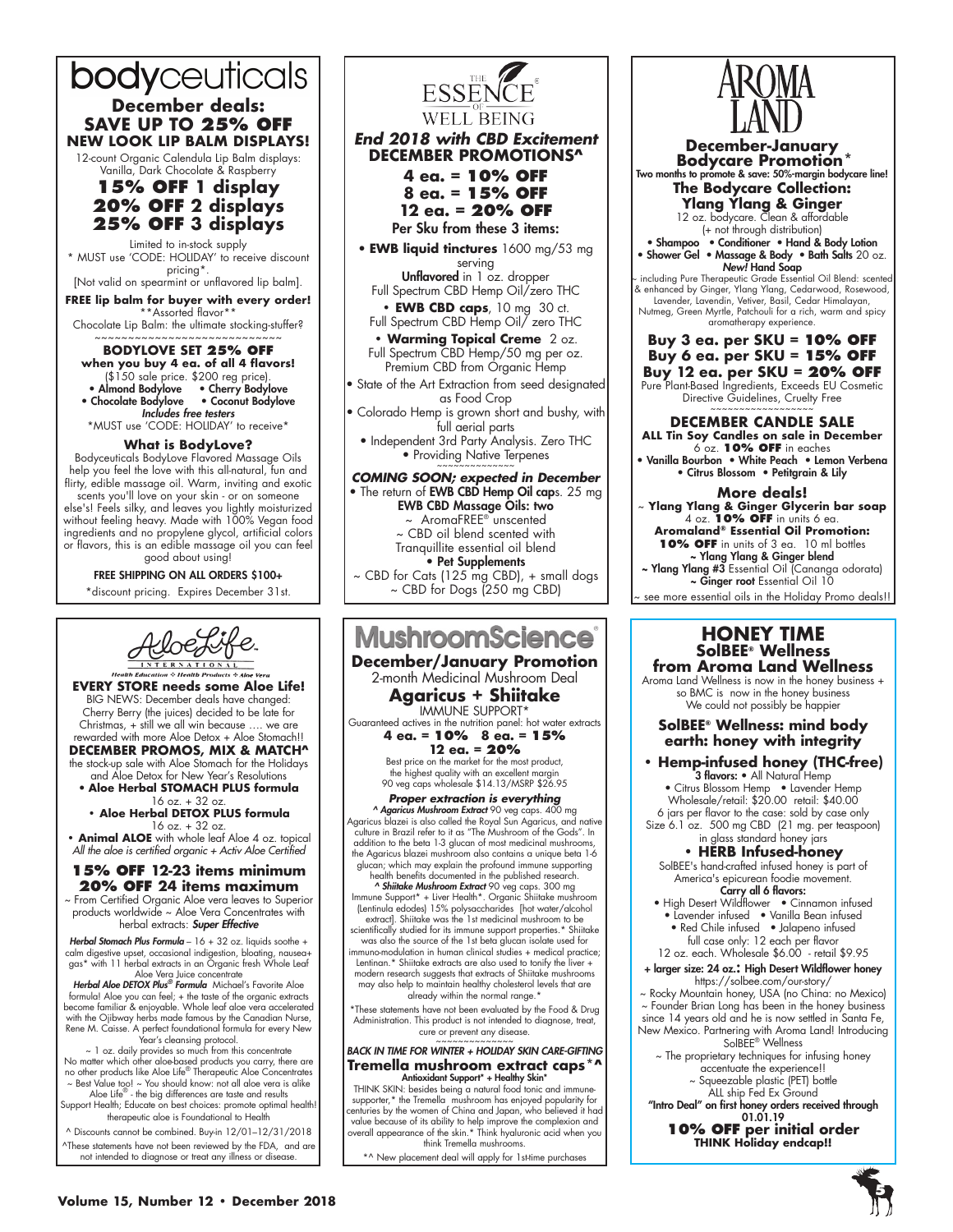# bodyceuticals

## December deals: SAVE UP TO 25% OFF

### NEW LOOK LIP BALM DISPLAYS!

12-count Organic Calendula Lip Balm displays: Vanilla, Dark Chocolate & Raspberry

**15% OFF 1 display**
**20% OFF 2 displays**
**25% OFF 3 displays**

Limited to in-stock supply
* MUST use 'CODE: HOLIDAY' to receive discount pricing*.
[Not valid on spearmint or unflavored lip balm].

**FREE lip balm for buyer with every order!**
**Assorted flavor**
Chocolate Lip Balm: the ultimate stocking-stuffer?

~~~~~~~~~~~~~~~~~~~~~~~~~~~~~~

**BODYLOVE SET 25% OFF when you buy 4 ea. of all 4 flavors!**
($150 sale price. $200 reg price).

- **Almond Bodylove**
- **Cherry Bodylove**
- **Chocolate Bodylove**
- **Coconut Bodylove**

*Includes free testers*
*MUST use 'CODE: HOLIDAY' to receive*

### What is BodyLove?

Bodyceuticals BodyLove Flavored Massage Oils help you feel the love with this all-natural, fun and flirty, edible massage oil. Warm, inviting and exotic scents you'll love on your skin - or on someone else's! Feels silky, and leaves you lightly moisturized without feeling heavy. Made with 100% Vegan food ingredients and no propylene glycol, artificial colors or flavors, this is an edible massage oil you can feel good about using!

FREE SHIPPING ON ALL ORDERS $100+
*discount pricing. Expires December 31st.

# THE ESSENCE OF WELL BEING

## *End 2018 with CBD Excitement*
## DECEMBER PROMOTIONS^

**4 ea. = 10% OFF**
**8 ea. = 15% OFF**
**12 ea. = 20% OFF**
**Per Sku from these 3 items:**

- **EWB liquid tinctures** 1600 mg/53 mg serving
  **Unflavored** in 1 oz. dropper
  Full Spectrum CBD Hemp Oil/zero THC
- **EWB CBD caps**, 10 mg 30 ct.
  Full Spectrum CBD Hemp Oil/ zero THC
- **Warming Topical Creme** 2 oz.
  Full Spectrum CBD Hemp/50 mg per oz.
  Premium CBD from Organic Hemp

- State of the Art Extraction from seed designated as Food Crop
- Colorado Hemp is grown short and bushy, with full aerial parts
- Independent 3rd Party Analysis. Zero THC
- Providing Native Terpenes

~~~~~~~~~~~~~~~

***COMING SOON; expected in December***

- The return of **EWB CBD Hemp Oil cap**s. 25 mg
  **EWB CBD Massage Oils: two**
  ~ AromaFREE® unscented
  ~ CBD oil blend scented with Tranquillite essential oil blend
- **Pet Supplements**
  ~ CBD for Cats (125 mg CBD), + small dogs
  ~ CBD for Dogs (250 mg CBD)

# AROMA LAND

## December-January Bodycare Promotion*

Two months to promote & save: 50%-margin bodycare line!

### The Bodycare Collection: Ylang Ylang & Ginger

12 oz. bodycare. Clean & affordable
(+ not through distribution)

- Shampoo
- Conditioner
- Hand & Body Lotion
- Shower Gel
- Massage & Body
- Bath Salts 20 oz.

*New!* **Hand Soap**

~ including Pure Therapeutic Grade Essential Oil Blend: scented & enhanced by Ginger, Ylang Ylang, Cedarwood, Rosewood, Lavender, Lavendin, Vetiver, Basil, Cedar Himalayan, Nutmeg, Green Myrtle, Patchouli for a rich, warm and spicy aromatherapy experience.

**Buy 3 ea. per SKU = 10% OFF**
**Buy 6 ea. per SKU = 15% OFF**
**Buy 12 ea. per SKU = 20% OFF**

Pure Plant-Based Ingredients, Exceeds EU Cosmetic Directive Guidelines, Cruelty Free

~~~~~~~~~~~~~~~~~~

### DECEMBER CANDLE SALE

**ALL Tin Soy Candles on sale in December**
6 oz. **10% OFF** in eaches

- **Vanilla Bourbon**
- **White Peach**
- **Lemon Verbena**
- **Citrus Blossom**
- **Petitgrain & Lily**

### More deals!

~ **Ylang Ylang & Ginger Glycerin bar soap**
4 oz. **10% OFF** in units 6 ea.
**Aromaland® Essential Oil Promotion:**
**10% OFF** in units of 3 ea. 10 ml bottles
~ **Ylang Ylang & Ginger blend**
~ **Ylang Ylang #3** Essential Oil (Cananga odorata)
~ **Ginger root** Essential Oil 10
~ see more essential oils in the Holiday Promo deals!!

# AloeLife INTERNATIONAL

*Health Education ❖ Health Products ❖ Aloe Vera*

## EVERY STORE needs some Aloe Life!

BIG NEWS: December deals have changed: Cherry Berry (the juices) decided to be late for Christmas, + still we all win because .... we are rewarded with more Aloe Detox + Aloe Stomach!!

### DECEMBER PROMOS, MIX & MATCH^

the stock-up sale with Aloe Stomach for the Holidays and Aloe Detox for New Year's Resolutions

- **Aloe Herbal STOMACH PLUS formula**
  16 oz. + 32 oz.
- **Aloe Herbal DETOX PLUS formula**
  16 oz. + 32 oz.
- **Animal ALOE** with whole leaf Aloe 4 oz. topical

*All the aloe is certified organic + Activ Aloe Certified*

**15% OFF 12-23 items minimum**
**20% OFF 24 items maximum**

~ From Certified Organic Aloe vera leaves to Superior products worldwide ~ Aloe Vera Concentrates with herbal extracts: ***Super Effective***

***Herbal Stomach Plus Formula*** – 16 + 32 oz. liquids soothe + calm digestive upset, occasional indigestion, bloating, nausea+ gas* with 11 herbal extracts in an Organic fresh Whole Leaf Aloe Vera Juice concentrate

***Herbal Aloe DETOX Plus® Formula*** Michael's Favorite Aloe formula! Aloe you can feel; + the taste of the organic extracts become familiar & enjoyable. Whole leaf aloe vera accelerated with the Ojibway herbs made famous by the Canadian Nurse, Rene M. Caisse. A perfect foundational formula for every New Year's cleansing protocol.

~ 1 oz. daily provides so much from this concentrate
No matter which other aloe-based products you carry, there are no other products like Aloe Life® Therapeutic Aloe Concentrates
~ Best Value too! ~ You should know: not all aloe vera is alike
Aloe Life® - the big differences are taste and results
Support Health; Educate on best choices: promote optimal health! therapeutic aloe is Foundational to Health

^ Discounts cannot be combined. Buy-in 12/01–12/31/2018
^These statements have not been reviewed by the FDA, and are not intended to diagnose or treat any illness or disease.

# MushroomScience®

## December/January Promotion

2-month Medicinal Mushroom Deal

### Agaricus + Shiitake

IMMUNE SUPPORT*
Guaranteed actives in the nutrition panel: hot water extracts

**4 ea. = 10% 8 ea. = 15%**
**12 ea. = 20%**

Best price on the market for the most product, the highest quality with an excellent margin
90 veg caps wholesale $14.13/MSRP $26.95

***Proper extraction is everything***

***^ Agaricus Mushroom Extract*** 90 veg caps. 400 mg
Agaricus blazei is also called the Royal Sun Agaricus, and native culture in Brazil refer to it as "The Mushroom of the Gods". In addition to the beta 1-3 glucan of most medicinal mushrooms, the Agaricus blazei mushroom also contains a unique beta 1-6 glucan; which may explain the profound immune supporting health benefits documented in the published research.

***^ Shiitake Mushroom Extract*** 90 veg caps. 300 mg
Immune Support* + Liver Health*. Organic Shiitake mushroom (Lentinula edodes) 15% polysaccharides [hot water/alcohol extract]. Shiitake was the 1st medicinal mushroom to be scientifically studied for its immune support properties.* Shiitake was also the source of the 1st beta glucan isolate used for immuno-modulation in human clinical studies + medical practice; Lentinan.* Shiitake extracts are also used to tonify the liver + modern research suggests that extracts of Shiitake mushrooms may also help to maintain healthy cholesterol levels that are already within the normal range.*

*These statements have not been evaluated by the Food & Drug Administration. This product is not intended to diagnose, treat, cure or prevent any disease.

~~~~~~~~~~~~~~

***BACK IN TIME FOR WINTER + HOLIDAY SKIN CARE-GIFTING***

### Tremella mushroom extract caps*^

**Antioxidant Support* + Healthy Skin***

THINK SKIN: besides being a natural food tonic and immune-supporter,* the Tremella mushroom has enjoyed popularity for centuries by the women of China and Japan, who believed it had value because of its ability to help improve the complexion and overall appearance of the skin.* Think hyaluronic acid when you think Tremella mushrooms.

*^ New placement deal will apply for 1st-time purchases

# HONEY TIME

## SolBEE® Wellness from Aroma Land Wellness

Aroma Land Wellness is now in the honey business + so BMC is now in the honey business
We could not possibly be happier

### SolBEE® Wellness: mind body earth: honey with integrity

- **Hemp-infused honey (THC-free)**
  **3 flavors:** • All Natural Hemp
  • Citrus Blossom Hemp • Lavender Hemp
  Wholesale/retail: $20.00 retail: $40.00
  6 jars per flavor to the case: sold by case only
  Size 6.1 oz. 500 mg CBD (21 mg. per teaspoon) in glass standard honey jars
- **HERB Infused-honey**
  SolBEE's hand-crafted infused honey is part of America's epicurean foodie movement.
  **Carry all 6 flavors:**
  - High Desert Wildflower
  - Cinnamon infused
  - Lavender infused
  - Vanilla Bean infused
  - Red Chile infused
  - Jalapeno infused

  full case only: 12 each per flavor
  12 oz. each. Wholesale $6.00 - retail $9.95

+ **larger size: 24 oz.: High Desert Wildflower honey**
https://solbee.com/our-story/

~ Rocky Mountain honey, USA (no China: no Mexico)
~ Founder Brian Long has been in the honey business since 14 years old and he is now settled in Santa Fe, New Mexico. Partnering with Aroma Land! Introducing SolBEE® Wellness
~ The proprietary techniques for infusing honey accentuate the experience!!
~ Squeezable plastic (PET) bottle
ALL ship Fed Ex Ground

**"Intro Deal" on first honey orders received through 01.01.19**
**10% OFF per initial order**
**THINK Holiday endcap!!**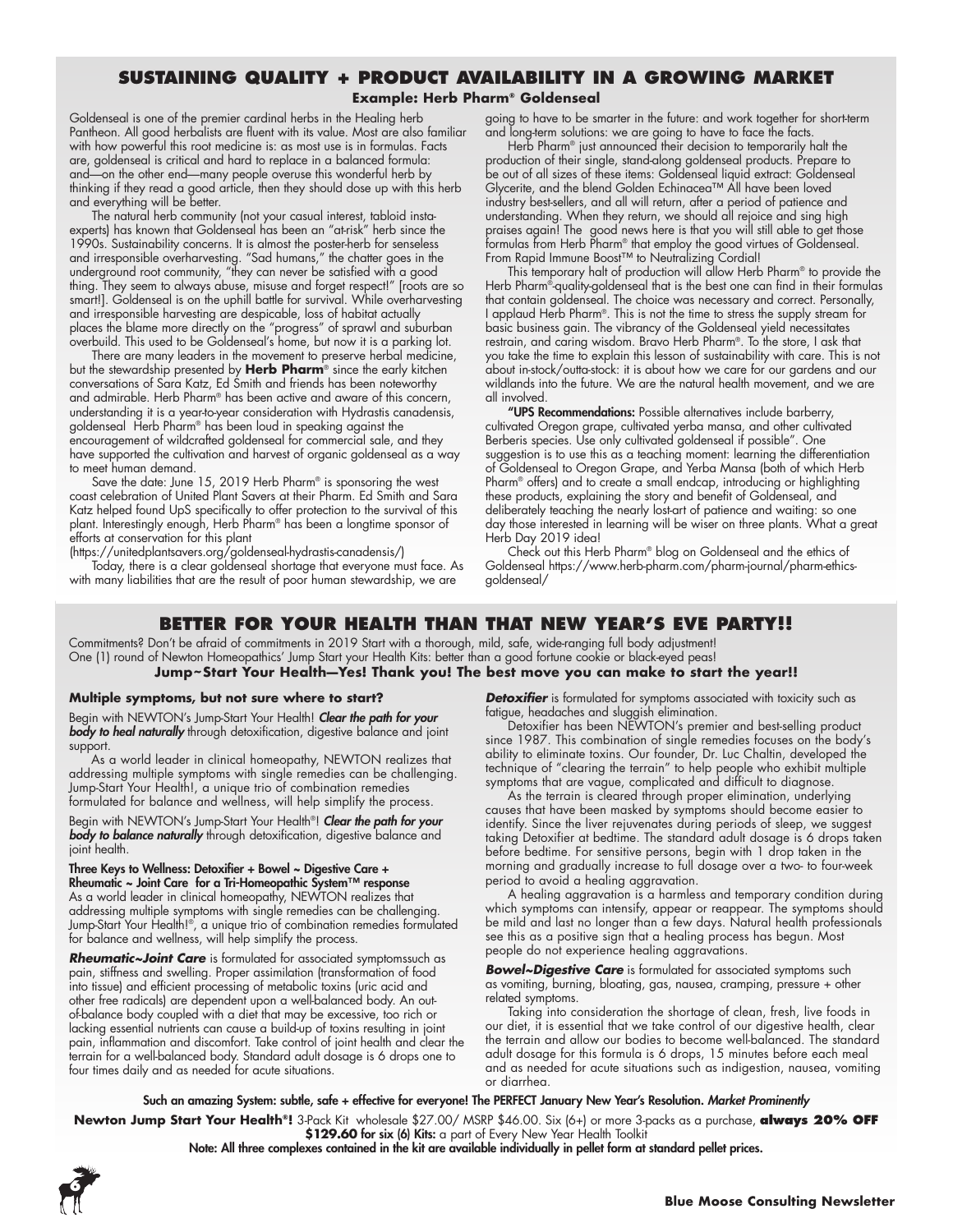## SUSTAINING QUALITY + PRODUCT AVAILABILITY IN A GROWING MARKET

**Example: Herb Pharm® Goldenseal**

Goldenseal is one of the premier cardinal herbs in the Healing herb Pantheon. All good herbalists are fluent with its value. Most are also familiar with how powerful this root medicine is: as most use is in formulas. Facts are, goldenseal is critical and hard to replace in a balanced formula: and—on the other end—many people overuse this wonderful herb by thinking if they read a good article, then they should dose up with this herb and everything will be better.

The natural herb community (not your casual interest, tabloid insta-experts) has known that Goldenseal has been an "at-risk" herb since the 1990s. Sustainability concerns. It is almost the poster-herb for senseless and irresponsible overharvesting. "Sad humans," the chatter goes in the underground root community, "they can never be satisfied with a good thing. They seem to always abuse, misuse and forget respect!" [roots are so smart!]. Goldenseal is on the uphill battle for survival. While overharvesting and irresponsible harvesting are despicable, loss of habitat actually places the blame more directly on the "progress" of sprawl and suburban overbuild. This used to be Goldenseal's home, but now it is a parking lot.

There are many leaders in the movement to preserve herbal medicine, but the stewardship presented by **Herb Pharm**® since the early kitchen conversations of Sara Katz, Ed Smith and friends has been noteworthy and admirable. Herb Pharm® has been active and aware of this concern, understanding it is a year-to-year consideration with Hydrastis canadensis, goldenseal Herb Pharm® has been loud in speaking against the encouragement of wildcrafted goldenseal for commercial sale, and they have supported the cultivation and harvest of organic goldenseal as a way to meet human demand.

Save the date: June 15, 2019 Herb Pharm® is sponsoring the west coast celebration of United Plant Savers at their Pharm. Ed Smith and Sara Katz helped found UpS specifically to offer protection to the survival of this plant. Interestingly enough, Herb Pharm® has been a longtime sponsor of efforts at conservation for this plant (https://unitedplantsavers.org/goldenseal-hydrastis-canadensis/)

Today, there is a clear goldenseal shortage that everyone must face. As with many liabilities that are the result of poor human stewardship, we are going to have to be smarter in the future: and work together for short-term and long-term solutions: we are going to have to face the facts.

Herb Pharm® just announced their decision to temporarily halt the production of their single, stand-along goldenseal products. Prepare to be out of all sizes of these items: Goldenseal liquid extract: Goldenseal Glycerite, and the blend Golden Echinacea™ All have been loved industry best-sellers, and all will return, after a period of patience and understanding. When they return, we should all rejoice and sing high praises again! The good news here is that you will still able to get those formulas from Herb Pharm® that employ the good virtues of Goldenseal. From Rapid Immune Boost™ to Neutralizing Cordial!

This temporary halt of production will allow Herb Pharm® to provide the Herb Pharm®-quality-goldenseal that is the best one can find in their formulas that contain goldenseal. The choice was necessary and correct. Personally, I applaud Herb Pharm®. This is not the time to stress the supply stream for basic business gain. The vibrancy of the Goldenseal yield necessitates restrain, and caring wisdom. Bravo Herb Pharm®. To the store, I ask that you take the time to explain this lesson of sustainability with care. This is not about in-stock/outta-stock: it is about how we care for our gardens and our wildlands into the future. We are the natural health movement, and we are all involved.

**"UPS Recommendations:** Possible alternatives include barberry, cultivated Oregon grape, cultivated yerba mansa, and other cultivated Berberis species. Use only cultivated goldenseal if possible". One suggestion is to use this as a teaching moment: learning the differentiation of Goldenseal to Oregon Grape, and Yerba Mansa (both of which Herb Pharm® offers) and to create a small endcap, introducing or highlighting these products, explaining the story and benefit of Goldenseal, and deliberately teaching the nearly lost-art of patience and waiting: so one day those interested in learning will be wiser on three plants. What a great Herb Day 2019 idea!

Check out this Herb Pharm® blog on Goldenseal and the ethics of Goldenseal https://www.herb-pharm.com/pharm-journal/pharm-ethics-goldenseal/

## BETTER FOR YOUR HEALTH THAN THAT NEW YEAR'S EVE PARTY!!

Commitments? Don't be afraid of commitments in 2019 Start with a thorough, mild, safe, wide-ranging full body adjustment!
One (1) round of Newton Homeopathics' Jump Start your Health Kits: better than a good fortune cookie or black-eyed peas!

**Jump~Start Your Health—Yes! Thank you! The best move you can make to start the year!!**

**Multiple symptoms, but not sure where to start?**

Begin with NEWTON's Jump-Start Your Health! ***Clear the path for your body to heal naturally*** through detoxification, digestive balance and joint support.

As a world leader in clinical homeopathy, NEWTON realizes that addressing multiple symptoms with single remedies can be challenging. Jump-Start Your Health!, a unique trio of combination remedies formulated for balance and wellness, will help simplify the process.

Begin with NEWTON's Jump-Start Your Health®! ***Clear the path for your body to balance naturally*** through detoxification, digestive balance and joint health.

**Three Keys to Wellness: Detoxifier + Bowel ~ Digestive Care + Rheumatic ~ Joint Care for a Tri-Homeopathic System™ response**
As a world leader in clinical homeopathy, NEWTON realizes that addressing multiple symptoms with single remedies can be challenging. Jump-Start Your Health!®, a unique trio of combination remedies formulated for balance and wellness, will help simplify the process.

***Rheumatic~Joint Care*** is formulated for associated symptomssuch as pain, stiffness and swelling. Proper assimilation (transformation of food into tissue) and efficient processing of metabolic toxins (uric acid and other free radicals) are dependent upon a well-balanced body. An out-of-balance body coupled with a diet that may be excessive, too rich or lacking essential nutrients can cause a build-up of toxins resulting in joint pain, inflammation and discomfort. Take control of joint health and clear the terrain for a well-balanced body. Standard adult dosage is 6 drops one to four times daily and as needed for acute situations.

***Detoxifier*** is formulated for symptoms associated with toxicity such as fatigue, headaches and sluggish elimination.

Detoxifier has been NEWTON's premier and best-selling product since 1987. This combination of single remedies focuses on the body's ability to eliminate toxins. Our founder, Dr. Luc Chaltin, developed the technique of "clearing the terrain" to help people who exhibit multiple symptoms that are vague, complicated and difficult to diagnose.

As the terrain is cleared through proper elimination, underlying causes that have been masked by symptoms should become easier to identify. Since the liver rejuvenates during periods of sleep, we suggest taking Detoxifier at bedtime. The standard adult dosage is 6 drops taken before bedtime. For sensitive persons, begin with 1 drop taken in the morning and gradually increase to full dosage over a two- to four-week period to avoid a healing aggravation.

A healing aggravation is a harmless and temporary condition during which symptoms can intensify, appear or reappear. The symptoms should be mild and last no longer than a few days. Natural health professionals see this as a positive sign that a healing process has begun. Most people do not experience healing aggravations.

***Bowel~Digestive Care*** is formulated for associated symptoms such as vomiting, burning, bloating, gas, nausea, cramping, pressure + other related symptoms.

Taking into consideration the shortage of clean, fresh, live foods in our diet, it is essential that we take control of our digestive health, clear the terrain and allow our bodies to become well-balanced. The standard adult dosage for this formula is 6 drops, 15 minutes before each meal and as needed for acute situations such as indigestion, nausea, vomiting or diarrhea.

**Such an amazing System: subtle, safe + effective for everyone! The PERFECT January New Year's Resolution.** ***Market Prominently***

**Newton Jump Start Your Health®!** 3-Pack Kit wholesale $27.00/ MSRP $46.00. Six (6+) or more 3-packs as a purchase, **always 20% OFF $129.60 for six (6) Kits:** a part of Every New Year Health Toolkit

**Note: All three complexes contained in the kit are available individually in pellet form at standard pellet prices.**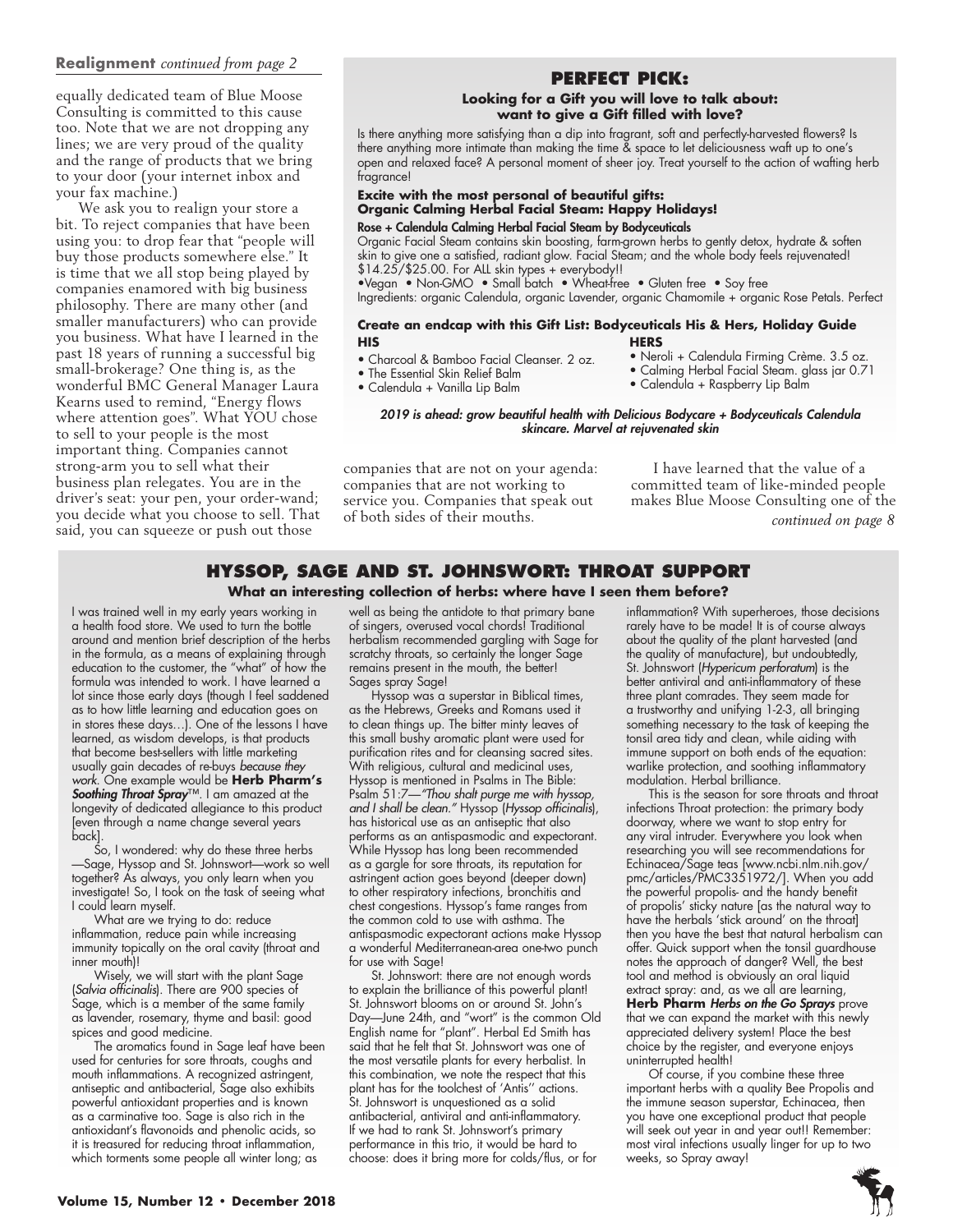**Realignment** *continued from page 2*

equally dedicated team of Blue Moose Consulting is committed to this cause too. Note that we are not dropping any lines; we are very proud of the quality and the range of products that we bring to your door (your internet inbox and your fax machine.)

We ask you to realign your store a bit. To reject companies that have been using you: to drop fear that "people will buy those products somewhere else." It is time that we all stop being played by companies enamored with big business philosophy. There are many other (and smaller manufacturers) who can provide you business. What have I learned in the past 18 years of running a successful big small-brokerage? One thing is, as the wonderful BMC General Manager Laura Kearns used to remind, "Energy flows where attention goes". What YOU chose to sell to your people is the most important thing. Companies cannot strong-arm you to sell what their business plan relegates. You are in the driver's seat: your pen, your order-wand; you decide what you choose to sell. That said, you can squeeze or push out those companies that are not on your agenda: companies that are not working to service you. Companies that speak out of both sides of their mouths.

I have learned that the value of a committed team of like-minded people makes Blue Moose Consulting one of the

*continued on page 8*

## PERFECT PICK:

**Looking for a Gift you will love to talk about: want to give a Gift filled with love?**

Is there anything more satisfying than a dip into fragrant, soft and perfectly-harvested flowers? Is there anything more intimate than making the time & space to let deliciousness waft up to one's open and relaxed face? A personal moment of sheer joy. Treat yourself to the action of wafting herb fragrance!

**Excite with the most personal of beautiful gifts: Organic Calming Herbal Facial Steam: Happy Holidays!**

**Rose + Calendula Calming Herbal Facial Steam by Bodyceuticals**

Organic Facial Steam contains skin boosting, farm-grown herbs to gently detox, hydrate & soften skin to give one a satisfied, radiant glow. Facial Steam; and the whole body feels rejuvenated! $14.25/$25.00. For ALL skin types + everybody!!

•Vegan • Non-GMO • Small batch • Wheat-free • Gluten free • Soy free

Ingredients: organic Calendula, organic Lavender, organic Chamomile + organic Rose Petals. Perfect

**Create an endcap with this Gift List: Bodyceuticals His & Hers, Holiday Guide**

**HIS**

- Charcoal & Bamboo Facial Cleanser. 2 oz.
- The Essential Skin Relief Balm
- Calendula + Vanilla Lip Balm

**HERS**

- Neroli + Calendula Firming Crème. 3.5 oz.
- Calming Herbal Facial Steam. glass jar 0.71
- Calendula + Raspberry Lip Balm

***2019 is ahead: grow beautiful health with Delicious Bodycare + Bodyceuticals Calendula skincare. Marvel at rejuvenated skin***

## HYSSOP, SAGE AND ST. JOHNSWORT: THROAT SUPPORT

**What an interesting collection of herbs: where have I seen them before?**

I was trained well in my early years working in a health food store. We used to turn the bottle around and mention brief description of the herbs in the formula, as a means of explaining through education to the customer, the "what" of how the formula was intended to work. I have learned a lot since those early days (though I feel saddened as to how little learning and education goes on in stores these days…). One of the lessons I have learned, as wisdom develops, is that products that become best-sellers with little marketing usually gain decades of re-buys *because they work*. One example would be **Herb Pharm's *Soothing Throat Spray***™. I am amazed at the longevity of dedicated allegiance to this product [even through a name change several years back].

So, I wondered: why do these three herbs —Sage, Hyssop and St. Johnswort—work so well together? As always, you only learn when you investigate! So, I took on the task of seeing what I could learn myself.

What are we trying to do: reduce inflammation, reduce pain while increasing immunity topically on the oral cavity (throat and inner mouth)!

Wisely, we will start with the plant Sage (*Salvia officinalis*). There are 900 species of Sage, which is a member of the same family as lavender, rosemary, thyme and basil: good spices and good medicine.

The aromatics found in Sage leaf have been used for centuries for sore throats, coughs and mouth inflammations. A recognized astringent, antiseptic and antibacterial, Sage also exhibits powerful antioxidant properties and is known as a carminative too. Sage is also rich in the antioxidant's flavonoids and phenolic acids, so it is treasured for reducing throat inflammation, which torments some people all winter long; as well as being the antidote to that primary bane of singers, overused vocal chords! Traditional herbalism recommended gargling with Sage for scratchy throats, so certainly the longer Sage remains present in the mouth, the better! Sages spray Sage!

Hyssop was a superstar in Biblical times, as the Hebrews, Greeks and Romans used it to clean things up. The bitter minty leaves of this small bushy aromatic plant were used for purification rites and for cleansing sacred sites. With religious, cultural and medicinal uses, Hyssop is mentioned in Psalms in The Bible: Psalm 51:7—*"Thou shalt purge me with hyssop, and I shall be clean."* Hyssop (*Hyssop officinalis*), has historical use as an antiseptic that also performs as an antispasmodic and expectorant. While Hyssop has long been recommended as a gargle for sore throats, its reputation for astringent action goes beyond (deeper down) to other respiratory infections, bronchitis and chest congestions. Hyssop's fame ranges from the common cold to use with asthma. The antispasmodic expectorant actions make Hyssop a wonderful Mediterranean-area one-two punch for use with Sage!

St. Johnswort: there are not enough words to explain the brilliance of this powerful plant! St. Johnswort blooms on or around St. John's Day—June 24th, and "wort" is the common Old English name for "plant". Herbal Ed Smith has said that he felt that St. Johnswort was one of the most versatile plants for every herbalist. In this combination, we note the respect that this plant has for the toolchest of 'Antis'' actions. St. Johnswort is unquestioned as a solid antibacterial, antiviral and anti-inflammatory. If we had to rank St. Johnswort's primary performance in this trio, it would be hard to choose: does it bring more for colds/flus, or for inflammation? With superheroes, those decisions rarely have to be made! It is of course always about the quality of the plant harvested (and the quality of manufacture), but undoubtedly, St. Johnswort (*Hypericum perforatum*) is the better antiviral and anti-inflammatory of these three plant comrades. They seem made for a trustworthy and unifying 1-2-3, all bringing something necessary to the task of keeping the tonsil area tidy and clean, while aiding with immune support on both ends of the equation: warlike protection, and soothing inflammatory modulation. Herbal brilliance.

This is the season for sore throats and throat infections Throat protection: the primary body doorway, where we want to stop entry for any viral intruder. Everywhere you look when researching you will see recommendations for Echinacea/Sage teas [www.ncbi.nlm.nih.gov/pmc/articles/PMC3351972/]. When you add the powerful propolis- and the handy benefit of propolis' sticky nature [as the natural way to have the herbals 'stick around' on the throat] then you have the best that natural herbalism can offer. Quick support when the tonsil guardhouse notes the approach of danger? Well, the best tool and method is obviously an oral liquid extract spray: and, as we all are learning, **Herb Pharm *Herbs on the Go Sprays*** prove that we can expand the market with this newly appreciated delivery system! Place the best choice by the register, and everyone enjoys uninterrupted health!

Of course, if you combine these three important herbs with a quality Bee Propolis and the immune season superstar, Echinacea, then you have one exceptional product that people will seek out year in and year out!! Remember: most viral infections usually linger for up to two weeks, so Spray away!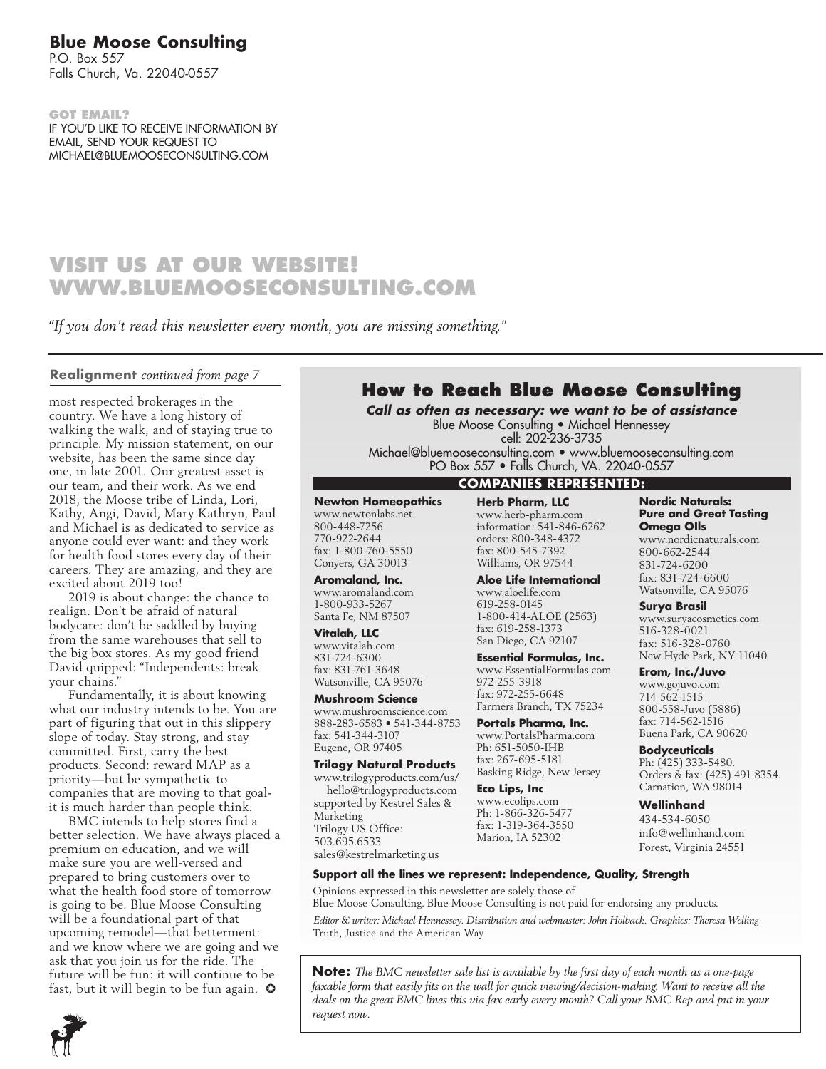**Blue Moose Consulting**
P.O. Box 557
Falls Church, Va. 22040-0557

**GOT EMAIL?**
IF YOU'D LIKE TO RECEIVE INFORMATION BY EMAIL, SEND YOUR REQUEST TO MICHAEL@BLUEMOOSECONSULTING.COM

## VISIT US AT OUR WEBSITE! WWW.BLUEMOOSECONSULTING.COM

*"If you don't read this newsletter every month, you are missing something."*

**Realignment** *continued from page 7*

most respected brokerages in the country. We have a long history of walking the walk, and of staying true to principle. My mission statement, on our website, has been the same since day one, in late 2001. Our greatest asset is our team, and their work. As we end 2018, the Moose tribe of Linda, Lori, Kathy, Angi, David, Mary Kathryn, Paul and Michael is as dedicated to service as anyone could ever want: and they work for health food stores every day of their careers. They are amazing, and they are excited about 2019 too!

2019 is about change: the chance to realign. Don't be afraid of natural bodycare: don't be saddled by buying from the same warehouses that sell to the big box stores. As my good friend David quipped: "Independents: break your chains."

Fundamentally, it is about knowing what our industry intends to be. You are part of figuring that out in this slippery slope of today. Stay strong, and stay committed. First, carry the best products. Second: reward MAP as a priority—but be sympathetic to companies that are moving to that goal- it is much harder than people think.

BMC intends to help stores find a better selection. We have always placed a premium on education, and we will make sure you are well-versed and prepared to bring customers over to what the health food store of tomorrow is going to be. Blue Moose Consulting will be a foundational part of that upcoming remodel—that betterment: and we know where we are going and we ask that you join us for the ride. The future will be fun: it will continue to be fast, but it will begin to be fun again. ✪

## How to Reach Blue Moose Consulting

***Call as often as necessary: we want to be of assistance***
Blue Moose Consulting • Michael Hennessey
cell: 202-236-3735
Michael@bluemooseconsulting.com • www.bluemooseconsulting.com
PO Box 557 • Falls Church, VA. 22040-0557

### COMPANIES REPRESENTED:

**Newton Homeopathics**
www.newtonlabs.net
800-448-7256
770-922-2644
fax: 1-800-760-5550
Conyers, GA 30013

**Aromaland, Inc.**
www.aromaland.com
1-800-933-5267
Santa Fe, NM 87507

**Vitalah, LLC**
www.vitalah.com
831-724-6300
fax: 831-761-3648
Watsonville, CA 95076

**Mushroom Science**
www.mushroomscience.com
888-283-6583 • 541-344-8753
fax: 541-344-3107
Eugene, OR 97405

**Trilogy Natural Products**
www.trilogyproducts.com/us/
hello@trilogyproducts.com
supported by Kestrel Sales & Marketing
Trilogy US Office:
503.695.6533
sales@kestrelmarketing.us

**Herb Pharm, LLC**
www.herb-pharm.com
information: 541-846-6262
orders: 800-348-4372
fax: 800-545-7392
Williams, OR 97544

**Aloe Life International**
www.aloelife.com
619-258-0145
1-800-414-ALOE (2563)
fax: 619-258-1373
San Diego, CA 92107

**Essential Formulas, Inc.**
www.EssentialFormulas.com
972-255-3918
fax: 972-255-6648
Farmers Branch, TX 75234

**Portals Pharma, Inc.**
www.PortalsPharma.com
Ph: 651-5050-IHB
fax: 267-695-5181
Basking Ridge, New Jersey

**Eco Lips, Inc**
www.ecolips.com
Ph: 1-866-326-5477
fax: 1-319-364-3550
Marion, IA 52302

**Nordic Naturals: Pure and Great Tasting Omega OIls**
www.nordicnaturals.com
800-662-2544
831-724-6200
fax: 831-724-6600
Watsonville, CA 95076

**Surya Brasil**
www.suryacosmetics.com
516-328-0021
fax: 516-328-0760
New Hyde Park, NY 11040

**Erom, Inc./Juvo**
www.gojuvo.com
714-562-1515
800-558-Juvo (5886)
fax: 714-562-1516
Buena Park, CA 90620

**Bodyceuticals**
Ph: (425) 333-5480.
Orders & fax: (425) 491 8354.
Carnation, WA 98014

**Wellinhand**
434-534-6050
info@wellinhand.com
Forest, Virginia 24551

**Support all the lines we represent: Independence, Quality, Strength**

Opinions expressed in this newsletter are solely those of Blue Moose Consulting. Blue Moose Consulting is not paid for endorsing any products.

*Editor & writer: Michael Hennessey. Distribution and webmaster: John Holback. Graphics: Theresa Welling*
Truth, Justice and the American Way

**Note:** *The BMC newsletter sale list is available by the first day of each month as a one-page faxable form that easily fits on the wall for quick viewing/decision-making. Want to receive all the deals on the great BMC lines this via fax early every month? Call your BMC Rep and put in your request now.*